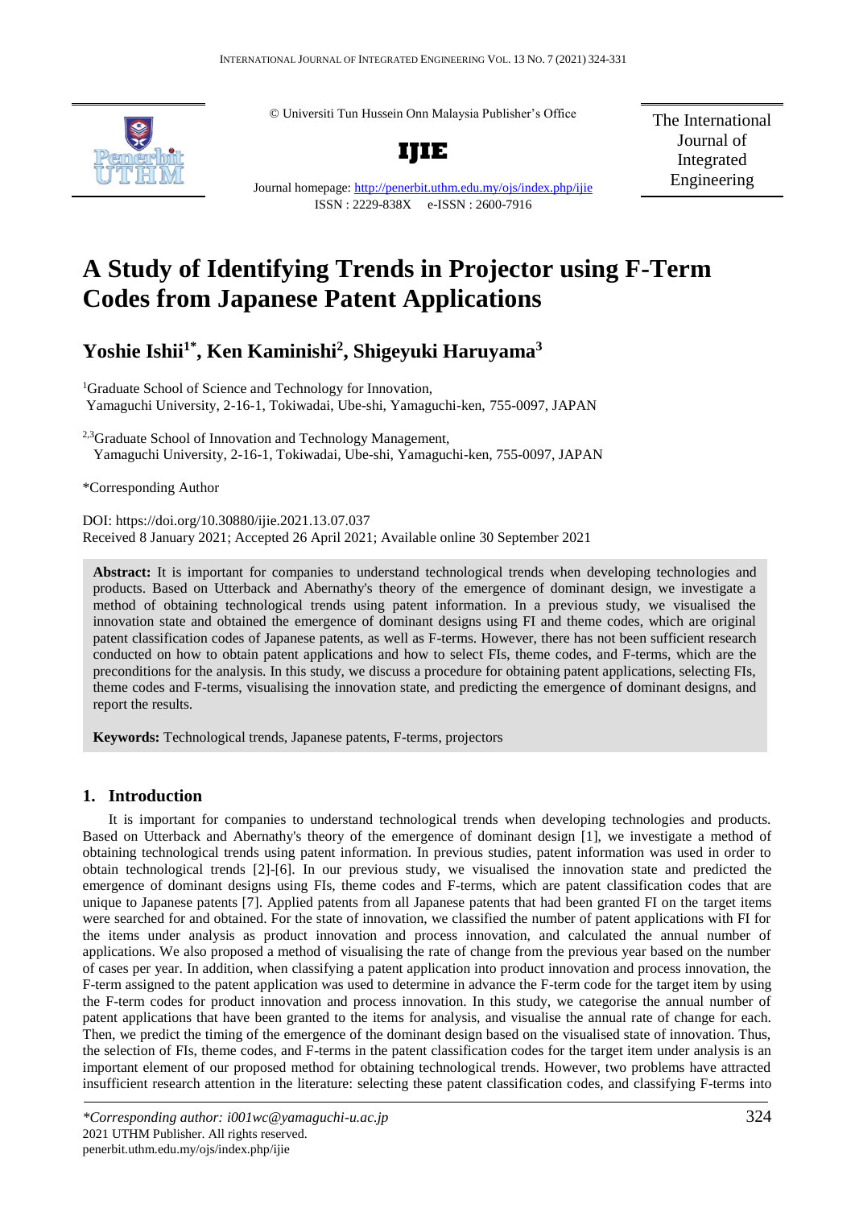© Universiti Tun Hussein Onn Malaysia Publisher's Office

**IJIE**

Journal homepage: http://penerbit.uthm.edu.my/ojs/index.php/ijie

ISSN : 2229-838X e-ISSN : 2600-7916

The International Journal of Integrated Engineering

# A Study of Identifying Trends in Projector using F-Term Codes from Japanese Patent Applications

## Yoshie Ishii[1*], Ken Kaminishi[2], Shigeyuki Haruyama[3]

[1]Graduate School of Science and Technology for Innovation, Yamaguchi University, 2-16-1, Tokiwadai, Ube-shi, Yamaguchi-ken, 755-0097, JAPAN

[2,3]Graduate School of Innovation and Technology Management, Yamaguchi University, 2-16-1, Tokiwadai, Ube-shi, Yamaguchi-ken, 755-0097, JAPAN

*Corresponding Author

DOI: https://doi.org/10.30880/ijie.2021.13.07.037

Received 8 January 2021; Accepted 26 April 2021; Available online 30 September 2021

**Abstract:** It is important for companies to understand technological trends when developing technologies and products. Based on Utterback and Abernathy's theory of the emergence of dominant design, we investigate a method of obtaining technological trends using patent information. In a previous study, we visualised the innovation state and obtained the emergence of dominant designs using FI and theme codes, which are original patent classification codes of Japanese patents, as well as F-terms. However, there has not been sufficient research conducted on how to obtain patent applications and how to select FIs, theme codes, and F-terms, which are the preconditions for the analysis. In this study, we discuss a procedure for obtaining patent applications, selecting FIs, theme codes and F-terms, visualising the innovation state, and predicting the emergence of dominant designs, and report the results.

**Keywords:** Technological trends, Japanese patents, F-terms, projectors

## 1. Introduction

It is important for companies to understand technological trends when developing technologies and products. Based on Utterback and Abernathy's theory of the emergence of dominant design [1], we investigate a method of obtaining technological trends using patent information. In previous studies, patent information was used in order to obtain technological trends [2]-[6]. In our previous study, we visualised the innovation state and predicted the emergence of dominant designs using FIs, theme codes and F-terms, which are patent classification codes that are unique to Japanese patents [7]. Applied patents from all Japanese patents that had been granted FI on the target items were searched for and obtained. For the state of innovation, we classified the number of patent applications with FI for the items under analysis as product innovation and process innovation, and calculated the annual number of applications. We also proposed a method of visualising the rate of change from the previous year based on the number of cases per year. In addition, when classifying a patent application into product innovation and process innovation, the F-term assigned to the patent application was used to determine in advance the F-term code for the target item by using the F-term codes for product innovation and process innovation. In this study, we categorise the annual number of patent applications that have been granted to the items for analysis, and visualise the annual rate of change for each. Then, we predict the timing of the emergence of the dominant design based on the visualised state of innovation. Thus, the selection of FIs, theme codes, and F-terms in the patent classification codes for the target item under analysis is an important element of our proposed method for obtaining technological trends. However, two problems have attracted insufficient research attention in the literature: selecting these patent classification codes, and classifying F-terms into

*\*Corresponding author: i001wc@yamaguchi-u.ac.jp*
2021 UTHM Publisher. All rights reserved.
penerbit.uthm.edu.my/ojs/index.php/ijie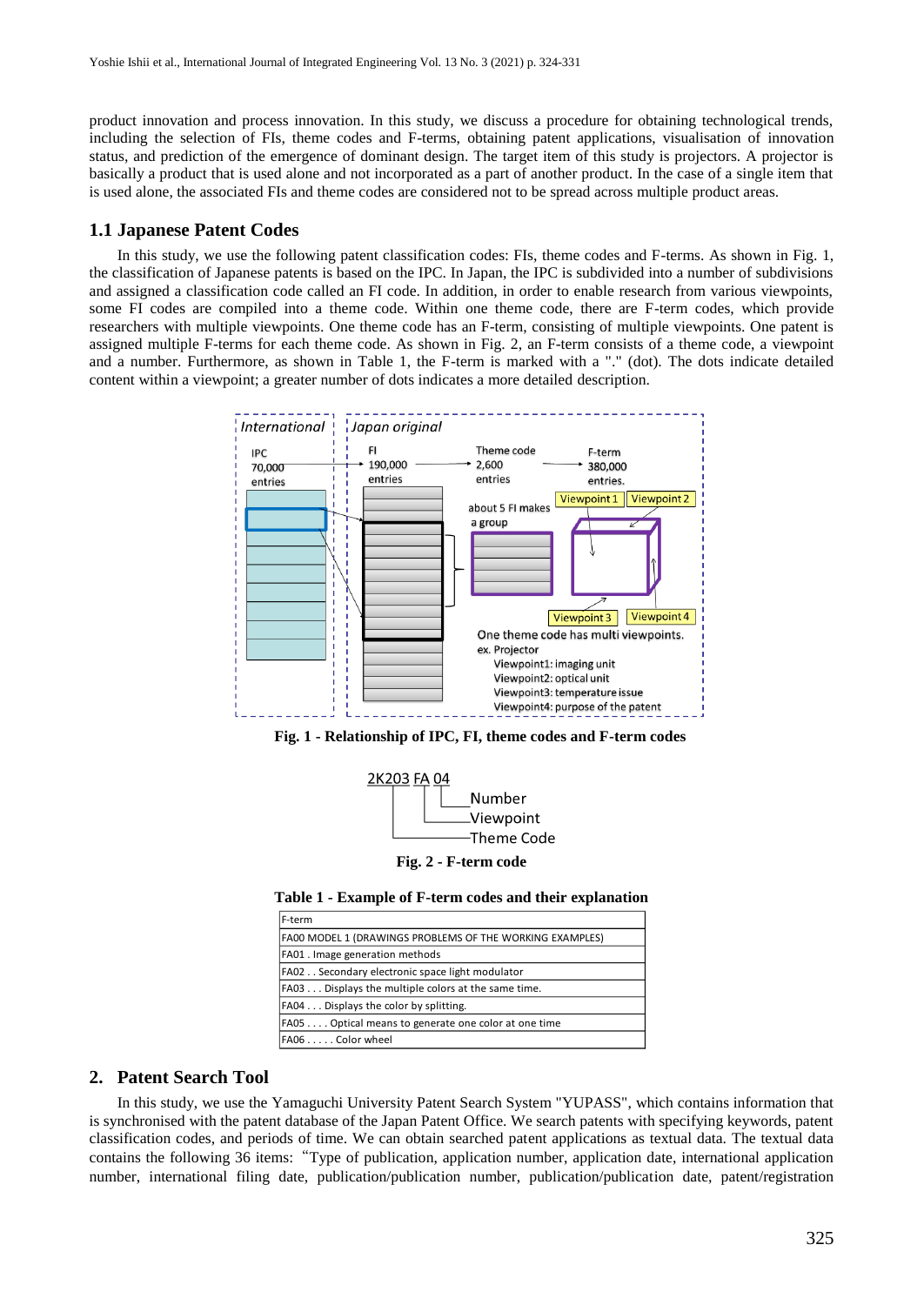product innovation and process innovation. In this study, we discuss a procedure for obtaining technological trends, including the selection of FIs, theme codes and F-terms, obtaining patent applications, visualisation of innovation status, and prediction of the emergence of dominant design. The target item of this study is projectors. A projector is basically a product that is used alone and not incorporated as a part of another product. In the case of a single item that is used alone, the associated FIs and theme codes are considered not to be spread across multiple product areas.

## 1.1 Japanese Patent Codes

In this study, we use the following patent classification codes: FIs, theme codes and F-terms. As shown in Fig. 1, the classification of Japanese patents is based on the IPC. In Japan, the IPC is subdivided into a number of subdivisions and assigned a classification code called an FI code. In addition, in order to enable research from various viewpoints, some FI codes are compiled into a theme code. Within one theme code, there are F-term codes, which provide researchers with multiple viewpoints. One theme code has an F-term, consisting of multiple viewpoints. One patent is assigned multiple F-terms for each theme code. As shown in Fig. 2, an F-term consists of a theme code, a viewpoint and a number. Furthermore, as shown in Table 1, the F-term is marked with a "." (dot). The dots indicate detailed content within a viewpoint; a greater number of dots indicates a more detailed description.

**Fig. 1 - Relationship of IPC, FI, theme codes and F-term codes**

**Fig. 2 - F-term code**

**Table 1 - Example of F-term codes and their explanation**

| F-term |
|---|
| FA00 MODEL 1 (DRAWINGS PROBLEMS OF THE WORKING EXAMPLES) |
| FA01 . Image generation methods |
| FA02 . . Secondary electronic space light modulator |
| FA03 . . . Displays the multiple colors at the same time. |
| FA04 . . . Displays the color by splitting. |
| FA05 . . . . Optical means to generate one color at one time |
| FA06 . . . . . Color wheel |

## 2. Patent Search Tool

In this study, we use the Yamaguchi University Patent Search System "YUPASS", which contains information that is synchronised with the patent database of the Japan Patent Office. We search patents with specifying keywords, patent classification codes, and periods of time. We can obtain searched patent applications as textual data. The textual data contains the following 36 items: "Type of publication, application number, application date, international application number, international filing date, publication/publication number, publication/publication date, patent/registration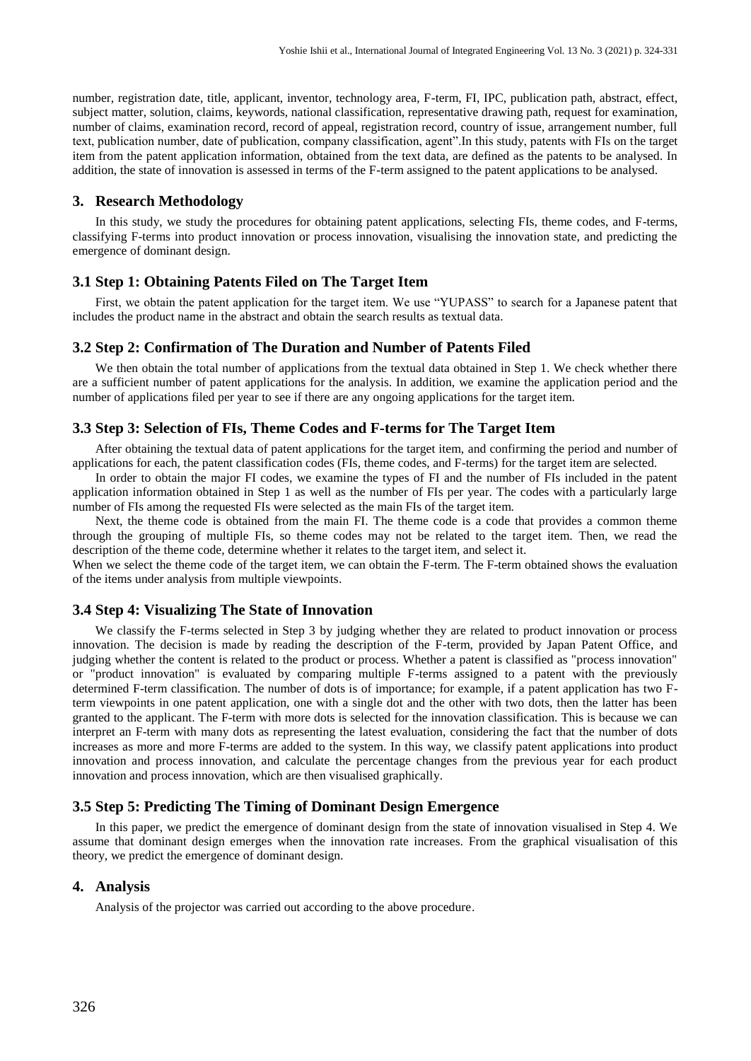number, registration date, title, applicant, inventor, technology area, F-term, FI, IPC, publication path, abstract, effect, subject matter, solution, claims, keywords, national classification, representative drawing path, request for examination, number of claims, examination record, record of appeal, registration record, country of issue, arrangement number, full text, publication number, date of publication, company classification, agent".In this study, patents with FIs on the target item from the patent application information, obtained from the text data, are defined as the patents to be analysed. In addition, the state of innovation is assessed in terms of the F-term assigned to the patent applications to be analysed.

## 3. Research Methodology

In this study, we study the procedures for obtaining patent applications, selecting FIs, theme codes, and F-terms, classifying F-terms into product innovation or process innovation, visualising the innovation state, and predicting the emergence of dominant design.

### 3.1 Step 1: Obtaining Patents Filed on The Target Item

First, we obtain the patent application for the target item. We use "YUPASS" to search for a Japanese patent that includes the product name in the abstract and obtain the search results as textual data.

### 3.2 Step 2: Confirmation of The Duration and Number of Patents Filed

We then obtain the total number of applications from the textual data obtained in Step 1. We check whether there are a sufficient number of patent applications for the analysis. In addition, we examine the application period and the number of applications filed per year to see if there are any ongoing applications for the target item.

### 3.3 Step 3: Selection of FIs, Theme Codes and F-terms for The Target Item

After obtaining the textual data of patent applications for the target item, and confirming the period and number of applications for each, the patent classification codes (FIs, theme codes, and F-terms) for the target item are selected.

In order to obtain the major FI codes, we examine the types of FI and the number of FIs included in the patent application information obtained in Step 1 as well as the number of FIs per year. The codes with a particularly large number of FIs among the requested FIs were selected as the main FIs of the target item.

Next, the theme code is obtained from the main FI. The theme code is a code that provides a common theme through the grouping of multiple FIs, so theme codes may not be related to the target item. Then, we read the description of the theme code, determine whether it relates to the target item, and select it.

When we select the theme code of the target item, we can obtain the F-term. The F-term obtained shows the evaluation of the items under analysis from multiple viewpoints.

### 3.4 Step 4: Visualizing The State of Innovation

We classify the F-terms selected in Step 3 by judging whether they are related to product innovation or process innovation. The decision is made by reading the description of the F-term, provided by Japan Patent Office, and judging whether the content is related to the product or process. Whether a patent is classified as "process innovation" or "product innovation" is evaluated by comparing multiple F-terms assigned to a patent with the previously determined F-term classification. The number of dots is of importance; for example, if a patent application has two F-term viewpoints in one patent application, one with a single dot and the other with two dots, then the latter has been granted to the applicant. The F-term with more dots is selected for the innovation classification. This is because we can interpret an F-term with many dots as representing the latest evaluation, considering the fact that the number of dots increases as more and more F-terms are added to the system. In this way, we classify patent applications into product innovation and process innovation, and calculate the percentage changes from the previous year for each product innovation and process innovation, which are then visualised graphically.

### 3.5 Step 5: Predicting The Timing of Dominant Design Emergence

In this paper, we predict the emergence of dominant design from the state of innovation visualised in Step 4. We assume that dominant design emerges when the innovation rate increases. From the graphical visualisation of this theory, we predict the emergence of dominant design.

## 4. Analysis

Analysis of the projector was carried out according to the above procedure.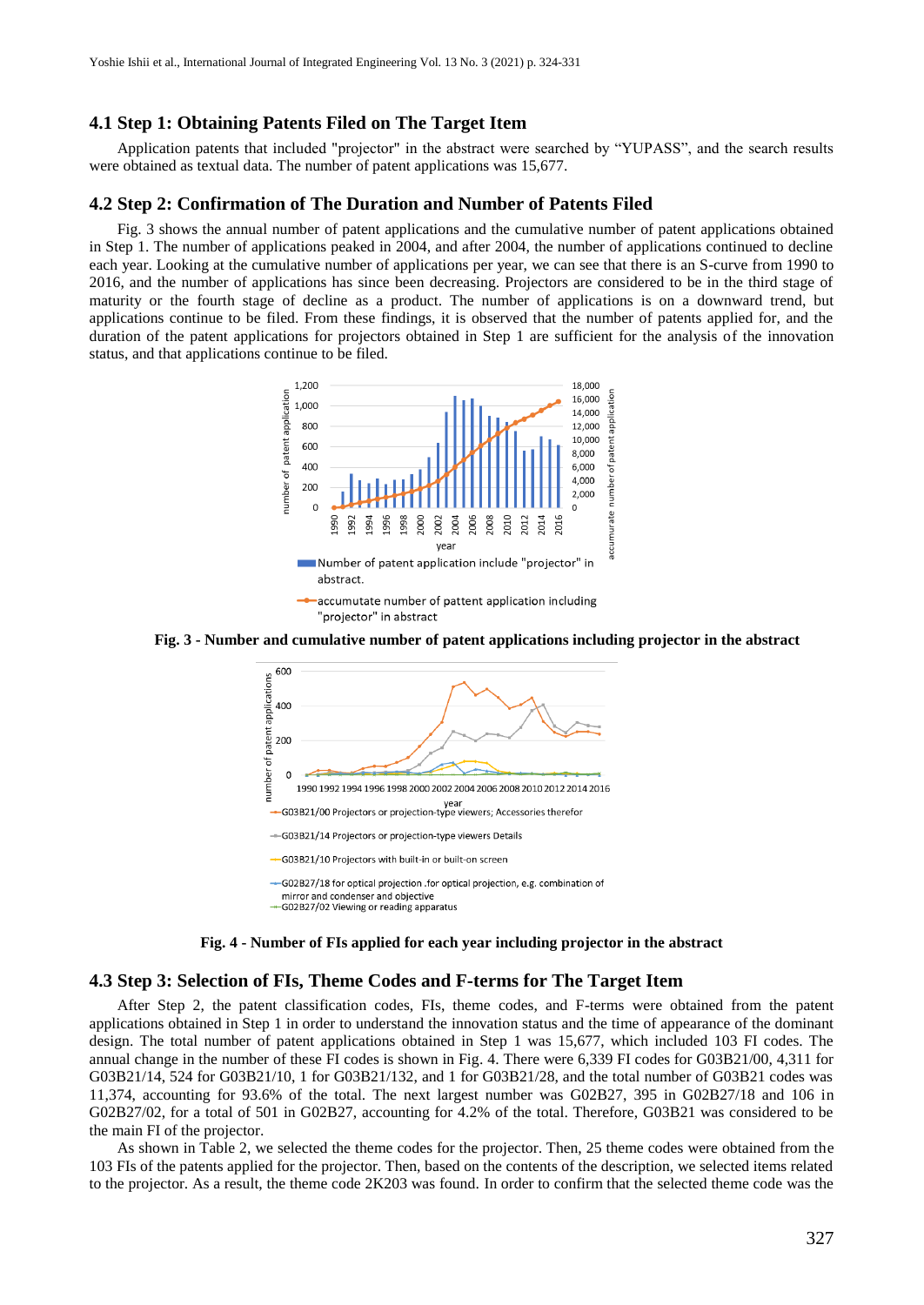## 4.1 Step 1: Obtaining Patents Filed on The Target Item

Application patents that included "projector" in the abstract were searched by "YUPASS", and the search results were obtained as textual data. The number of patent applications was 15,677.

## 4.2 Step 2: Confirmation of The Duration and Number of Patents Filed

Fig. 3 shows the annual number of patent applications and the cumulative number of patent applications obtained in Step 1. The number of applications peaked in 2004, and after 2004, the number of applications continued to decline each year. Looking at the cumulative number of applications per year, we can see that there is an S-curve from 1990 to 2016, and the number of applications has since been decreasing. Projectors are considered to be in the third stage of maturity or the fourth stage of decline as a product. The number of applications is on a downward trend, but applications continue to be filed. From these findings, it is observed that the number of patents applied for, and the duration of the patent applications for projectors obtained in Step 1 are sufficient for the analysis of the innovation status, and that applications continue to be filed.

**Fig. 3 - Number and cumulative number of patent applications including projector in the abstract**

**Fig. 4 - Number of FIs applied for each year including projector in the abstract**

## 4.3 Step 3: Selection of FIs, Theme Codes and F-terms for The Target Item

After Step 2, the patent classification codes, FIs, theme codes, and F-terms were obtained from the patent applications obtained in Step 1 in order to understand the innovation status and the time of appearance of the dominant design. The total number of patent applications obtained in Step 1 was 15,677, which included 103 FI codes. The annual change in the number of these FI codes is shown in Fig. 4. There were 6,339 FI codes for G03B21/00, 4,311 for G03B21/14, 524 for G03B21/10, 1 for G03B21/132, and 1 for G03B21/28, and the total number of G03B21 codes was 11,374, accounting for 93.6% of the total. The next largest number was G02B27, 395 in G02B27/18 and 106 in G02B27/02, for a total of 501 in G02B27, accounting for 4.2% of the total. Therefore, G03B21 was considered to be the main FI of the projector.

As shown in Table 2, we selected the theme codes for the projector. Then, 25 theme codes were obtained from the 103 FIs of the patents applied for the projector. Then, based on the contents of the description, we selected items related to the projector. As a result, the theme code 2K203 was found. In order to confirm that the selected theme code was the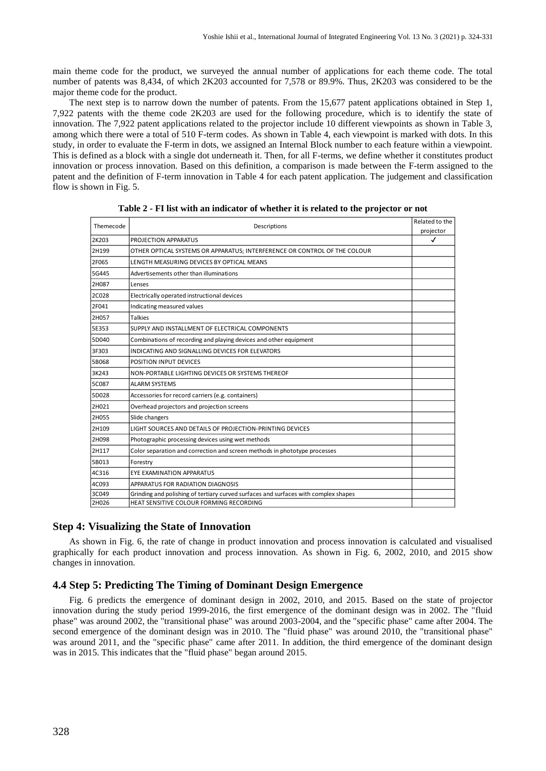main theme code for the product, we surveyed the annual number of applications for each theme code. The total number of patents was 8,434, of which 2K203 accounted for 7,578 or 89.9%. Thus, 2K203 was considered to be the major theme code for the product.

The next step is to narrow down the number of patents. From the 15,677 patent applications obtained in Step 1, 7,922 patents with the theme code 2K203 are used for the following procedure, which is to identify the state of innovation. The 7,922 patent applications related to the projector include 10 different viewpoints as shown in Table 3, among which there were a total of 510 F-term codes. As shown in Table 4, each viewpoint is marked with dots. In this study, in order to evaluate the F-term in dots, we assigned an Internal Block number to each feature within a viewpoint. This is defined as a block with a single dot underneath it. Then, for all F-terms, we define whether it constitutes product innovation or process innovation. Based on this definition, a comparison is made between the F-term assigned to the patent and the definition of F-term innovation in Table 4 for each patent application. The judgement and classification flow is shown in Fig. 5.

**Table 2 - FI list with an indicator of whether it is related to the projector or not**

| Themecode | Descriptions | Related to the projector |
|---|---|---|
| 2K203 | PROJECTION APPARATUS | ✓ |
| 2H199 | OTHER OPTICAL SYSTEMS OR APPARATUS; INTERFERENCE OR CONTROL OF THE COLOUR | |
| 2F065 | LENGTH MEASURING DEVICES BY OPTICAL MEANS | |
| 5G445 | Advertisements other than illuminations | |
| 2H087 | Lenses | |
| 2C028 | Electrically operated instructional devices | |
| 2F041 | Indicating measured values | |
| 2H057 | Talkies | |
| 5E353 | SUPPLY AND INSTALLMENT OF ELECTRICAL COMPONENTS | |
| 5D040 | Combinations of recording and playing devices and other equipment | |
| 3F303 | INDICATING AND SIGNALLING DEVICES FOR ELEVATORS | |
| 5B068 | POSITION INPUT DEVICES | |
| 3K243 | NON-PORTABLE LIGHTING DEVICES OR SYSTEMS THEREOF | |
| 5C087 | ALARM SYSTEMS | |
| 5D028 | Accessories for record carriers (e.g. containers) | |
| 2H021 | Overhead projectors and projection screens | |
| 2H055 | Slide changers | |
| 2H109 | LIGHT SOURCES AND DETAILS OF PROJECTION-PRINTING DEVICES | |
| 2H098 | Photographic processing devices using wet methods | |
| 2H117 | Color separation and correction and screen methods in phototype processes | |
| 5B013 | Forestry | |
| 4C316 | EYE EXAMINATION APPARATUS | |
| 4C093 | APPARATUS FOR RADIATION DIAGNOSIS | |
| 3C049 | Grinding and polishing of tertiary curved surfaces and surfaces with complex shapes | |
| 2H026 | HEAT SENSITIVE COLOUR FORMING RECORDING | |

### Step 4: Visualizing the State of Innovation

As shown in Fig. 6, the rate of change in product innovation and process innovation is calculated and visualised graphically for each product innovation and process innovation. As shown in Fig. 6, 2002, 2010, and 2015 show changes in innovation.

### 4.4 Step 5: Predicting The Timing of Dominant Design Emergence

Fig. 6 predicts the emergence of dominant design in 2002, 2010, and 2015. Based on the state of projector innovation during the study period 1999-2016, the first emergence of the dominant design was in 2002. The "fluid phase" was around 2002, the "transitional phase" was around 2003-2004, and the "specific phase" came after 2004. The second emergence of the dominant design was in 2010. The "fluid phase" was around 2010, the "transitional phase" was around 2011, and the "specific phase" came after 2011. In addition, the third emergence of the dominant design was in 2015. This indicates that the "fluid phase" began around 2015.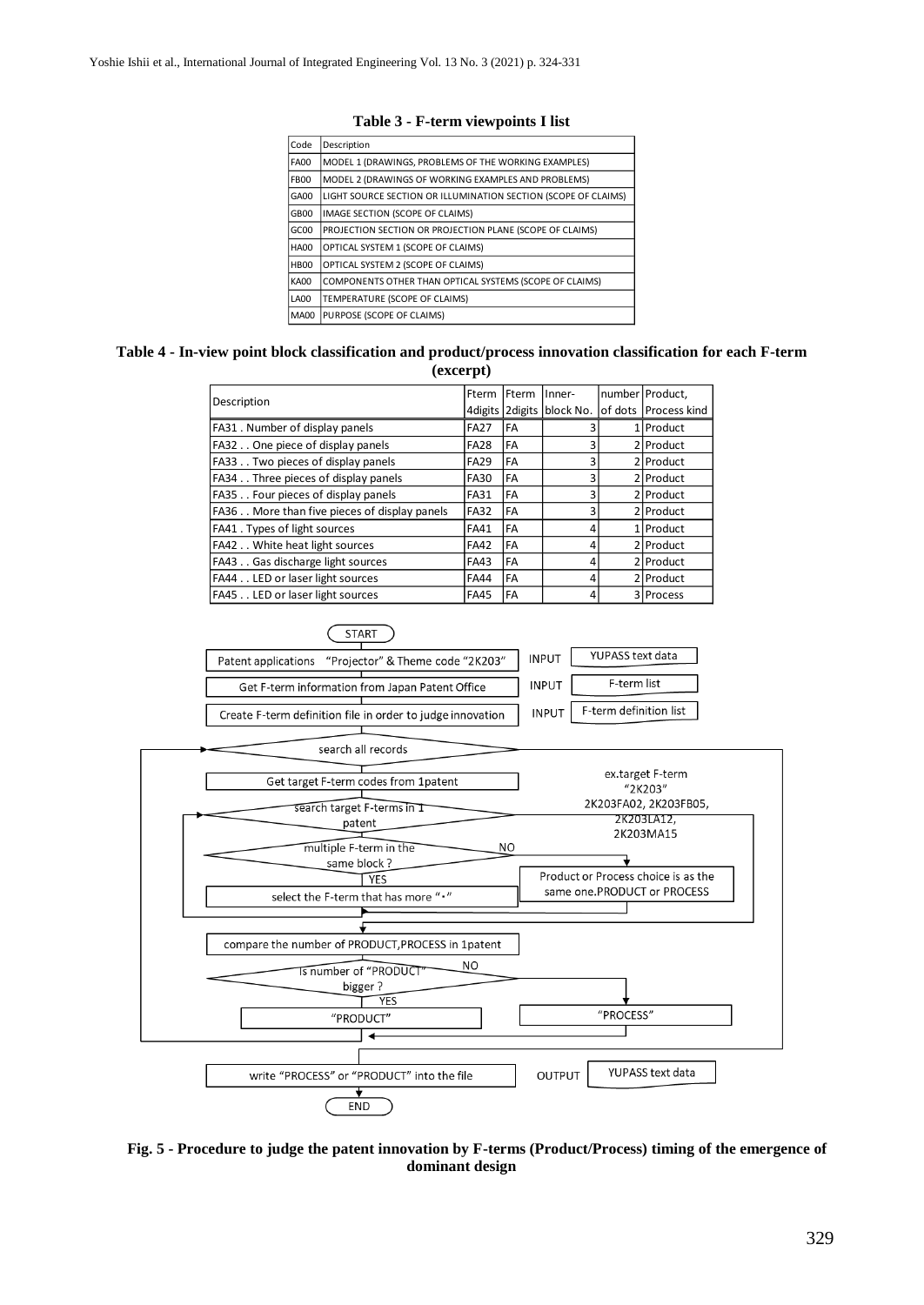**Table 3 - F-term viewpoints I list**

| Code | Description |
|---|---|
| FA00 | MODEL 1 (DRAWINGS, PROBLEMS OF THE WORKING EXAMPLES) |
| FB00 | MODEL 2 (DRAWINGS OF WORKING EXAMPLES AND PROBLEMS) |
| GA00 | LIGHT SOURCE SECTION OR ILLUMINATION SECTION (SCOPE OF CLAIMS) |
| GB00 | IMAGE SECTION (SCOPE OF CLAIMS) |
| GC00 | PROJECTION SECTION OR PROJECTION PLANE (SCOPE OF CLAIMS) |
| HA00 | OPTICAL SYSTEM 1 (SCOPE OF CLAIMS) |
| HB00 | OPTICAL SYSTEM 2 (SCOPE OF CLAIMS) |
| KA00 | COMPONENTS OTHER THAN OPTICAL SYSTEMS (SCOPE OF CLAIMS) |
| LA00 | TEMPERATURE (SCOPE OF CLAIMS) |
| MA00 | PURPOSE (SCOPE OF CLAIMS) |

**Table 4 - In-view point block classification and product/process innovation classification for each F-term (excerpt)**

| Description | Fterm 4digits | Fterm 2digits | Inner-block No. | number of dots | Product, Process kind |
|---|---|---|---|---|---|
| FA31 . Number of display panels | FA27 | FA | 3 | 1 | Product |
| FA32 . . One piece of display panels | FA28 | FA | 3 | 2 | Product |
| FA33 . . Two pieces of display panels | FA29 | FA | 3 | 2 | Product |
| FA34 . . Three pieces of display panels | FA30 | FA | 3 | 2 | Product |
| FA35 . . Four pieces of display panels | FA31 | FA | 3 | 2 | Product |
| FA36 . . More than five pieces of display panels | FA32 | FA | 3 | 2 | Product |
| FA41 . Types of light sources | FA41 | FA | 4 | 1 | Product |
| FA42 . . White heat light sources | FA42 | FA | 4 | 2 | Product |
| FA43 . . Gas discharge light sources | FA43 | FA | 4 | 2 | Product |
| FA44 . . LED or laser light sources | FA44 | FA | 4 | 2 | Product |
| FA45 . . LED or laser light sources | FA45 | FA | 4 | 3 | Process |

```
START
Patent applications "Projector" & Theme code "2K203"      INPUT  YUPASS text data
Get F-term information from Japan Patent Office           INPUT  F-term list
Create F-term definition file in order to judge innovation INPUT F-term definition list
<search all records>
  Get target F-term codes from 1patent        ex.target F-term "2K203"
                                              2K203FA02, 2K203FB05, 2K203LA12, 2K203MA15
  <search target F-terms in 1 patent>
    <multiple F-term in the same block ?>
      YES: select the F-term that has more "•"
      NO:  Product or Process choice is as the same one.PRODUCT or PROCESS
  compare the number of PRODUCT,PROCESS in 1patent
  <Is number of "PRODUCT" bigger ?>
    YES: "PRODUCT"
    NO:  "PROCESS"
write "PROCESS" or "PRODUCT" into the file   OUTPUT  YUPASS text data
END
```

**Fig. 5 - Procedure to judge the patent innovation by F-terms (Product/Process) timing of the emergence of dominant design**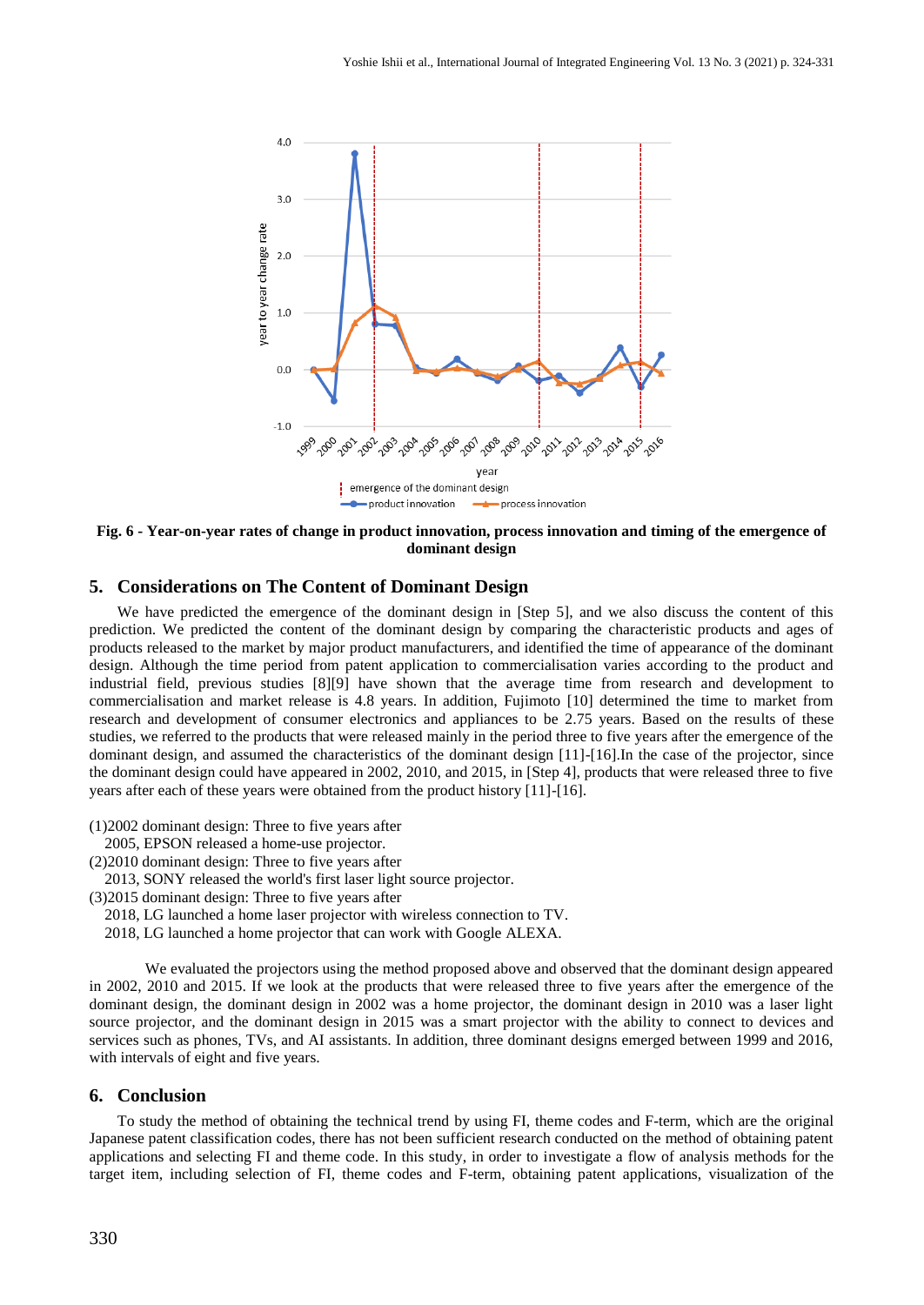Fig. 6 - Year-on-year rates of change in product innovation, process innovation and timing of the emergence of dominant design

## 5. Considerations on The Content of Dominant Design

We have predicted the emergence of the dominant design in [Step 5], and we also discuss the content of this prediction. We predicted the content of the dominant design by comparing the characteristic products and ages of products released to the market by major product manufacturers, and identified the time of appearance of the dominant design. Although the time period from patent application to commercialisation varies according to the product and industrial field, previous studies [8][9] have shown that the average time from research and development to commercialisation and market release is 4.8 years. In addition, Fujimoto [10] determined the time to market from research and development of consumer electronics and appliances to be 2.75 years. Based on the results of these studies, we referred to the products that were released mainly in the period three to five years after the emergence of the dominant design, and assumed the characteristics of the dominant design [11]-[16].In the case of the projector, since the dominant design could have appeared in 2002, 2010, and 2015, in [Step 4], products that were released three to five years after each of these years were obtained from the product history [11]-[16].

(1)2002 dominant design: Three to five years after
  2005, EPSON released a home-use projector.
(2)2010 dominant design: Three to five years after
  2013, SONY released the world's first laser light source projector.
(3)2015 dominant design: Three to five years after
  2018, LG launched a home laser projector with wireless connection to TV.
  2018, LG launched a home projector that can work with Google ALEXA.

We evaluated the projectors using the method proposed above and observed that the dominant design appeared in 2002, 2010 and 2015. If we look at the products that were released three to five years after the emergence of the dominant design, the dominant design in 2002 was a home projector, the dominant design in 2010 was a laser light source projector, and the dominant design in 2015 was a smart projector with the ability to connect to devices and services such as phones, TVs, and AI assistants. In addition, three dominant designs emerged between 1999 and 2016, with intervals of eight and five years.

## 6. Conclusion

To study the method of obtaining the technical trend by using FI, theme codes and F-term, which are the original Japanese patent classification codes, there has not been sufficient research conducted on the method of obtaining patent applications and selecting FI and theme code. In this study, in order to investigate a flow of analysis methods for the target item, including selection of FI, theme codes and F-term, obtaining patent applications, visualization of the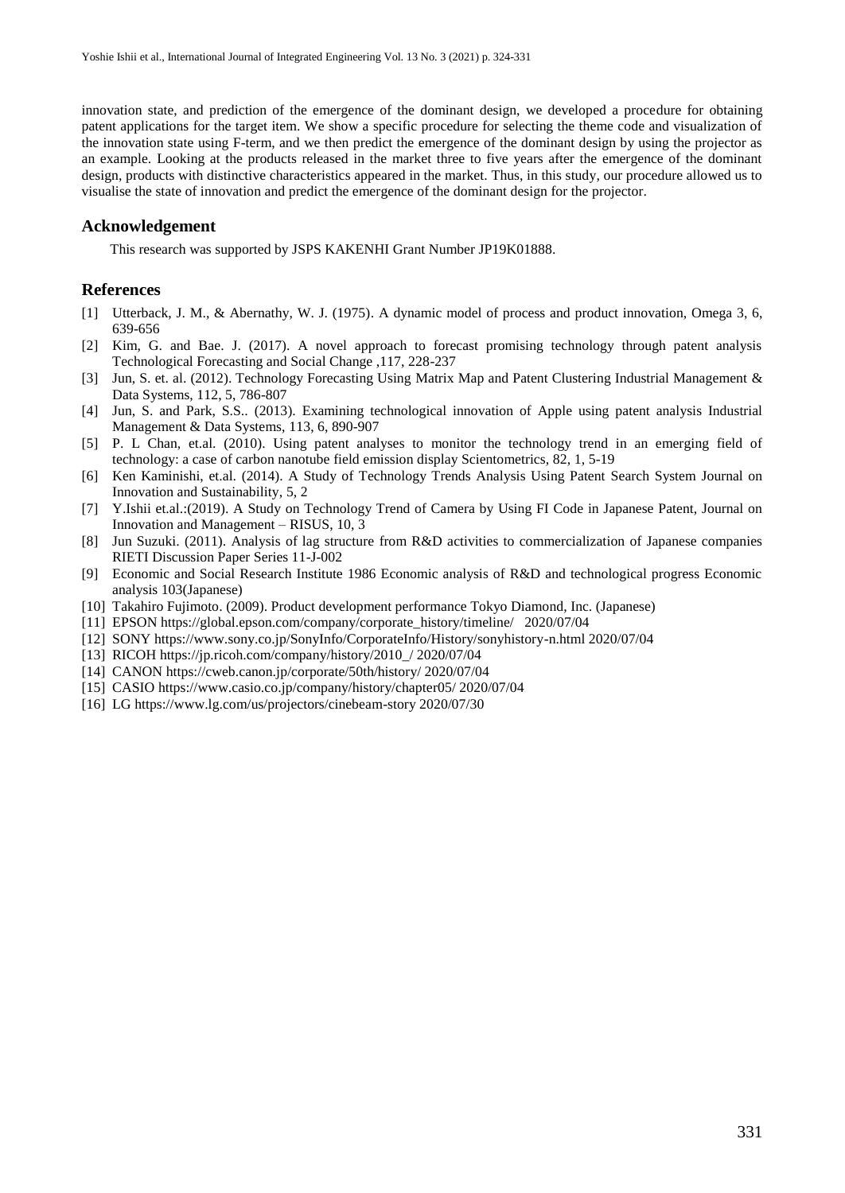innovation state, and prediction of the emergence of the dominant design, we developed a procedure for obtaining patent applications for the target item. We show a specific procedure for selecting the theme code and visualization of the innovation state using F-term, and we then predict the emergence of the dominant design by using the projector as an example. Looking at the products released in the market three to five years after the emergence of the dominant design, products with distinctive characteristics appeared in the market. Thus, in this study, our procedure allowed us to visualise the state of innovation and predict the emergence of the dominant design for the projector.

## Acknowledgement

This research was supported by JSPS KAKENHI Grant Number JP19K01888.

## References

[1] Utterback, J. M., & Abernathy, W. J. (1975). A dynamic model of process and product innovation, Omega 3, 6, 639-656

[2] Kim, G. and Bae. J. (2017). A novel approach to forecast promising technology through patent analysis Technological Forecasting and Social Change ,117, 228-237

[3] Jun, S. et. al. (2012). Technology Forecasting Using Matrix Map and Patent Clustering Industrial Management & Data Systems, 112, 5, 786-807

[4] Jun, S. and Park, S.S.. (2013). Examining technological innovation of Apple using patent analysis Industrial Management & Data Systems, 113, 6, 890-907

[5] P. L Chan, et.al. (2010). Using patent analyses to monitor the technology trend in an emerging field of technology: a case of carbon nanotube field emission display Scientometrics, 82, 1, 5-19

[6] Ken Kaminishi, et.al. (2014). A Study of Technology Trends Analysis Using Patent Search System Journal on Innovation and Sustainability, 5, 2

[7] Y.Ishii et.al.:(2019). A Study on Technology Trend of Camera by Using FI Code in Japanese Patent, Journal on Innovation and Management – RISUS, 10, 3

[8] Jun Suzuki. (2011). Analysis of lag structure from R&D activities to commercialization of Japanese companies RIETI Discussion Paper Series 11-J-002

[9] Economic and Social Research Institute 1986 Economic analysis of R&D and technological progress Economic analysis 103(Japanese)

[10] Takahiro Fujimoto. (2009). Product development performance Tokyo Diamond, Inc. (Japanese)

[11] EPSON https://global.epson.com/company/corporate_history/timeline/ 2020/07/04

[12] SONY https://www.sony.co.jp/SonyInfo/CorporateInfo/History/sonyhistory-n.html 2020/07/04

[13] RICOH https://jp.ricoh.com/company/history/2010_/ 2020/07/04

[14] CANON https://cweb.canon.jp/corporate/50th/history/ 2020/07/04

[15] CASIO https://www.casio.co.jp/company/history/chapter05/ 2020/07/04

[16] LG https://www.lg.com/us/projectors/cinebeam-story 2020/07/30